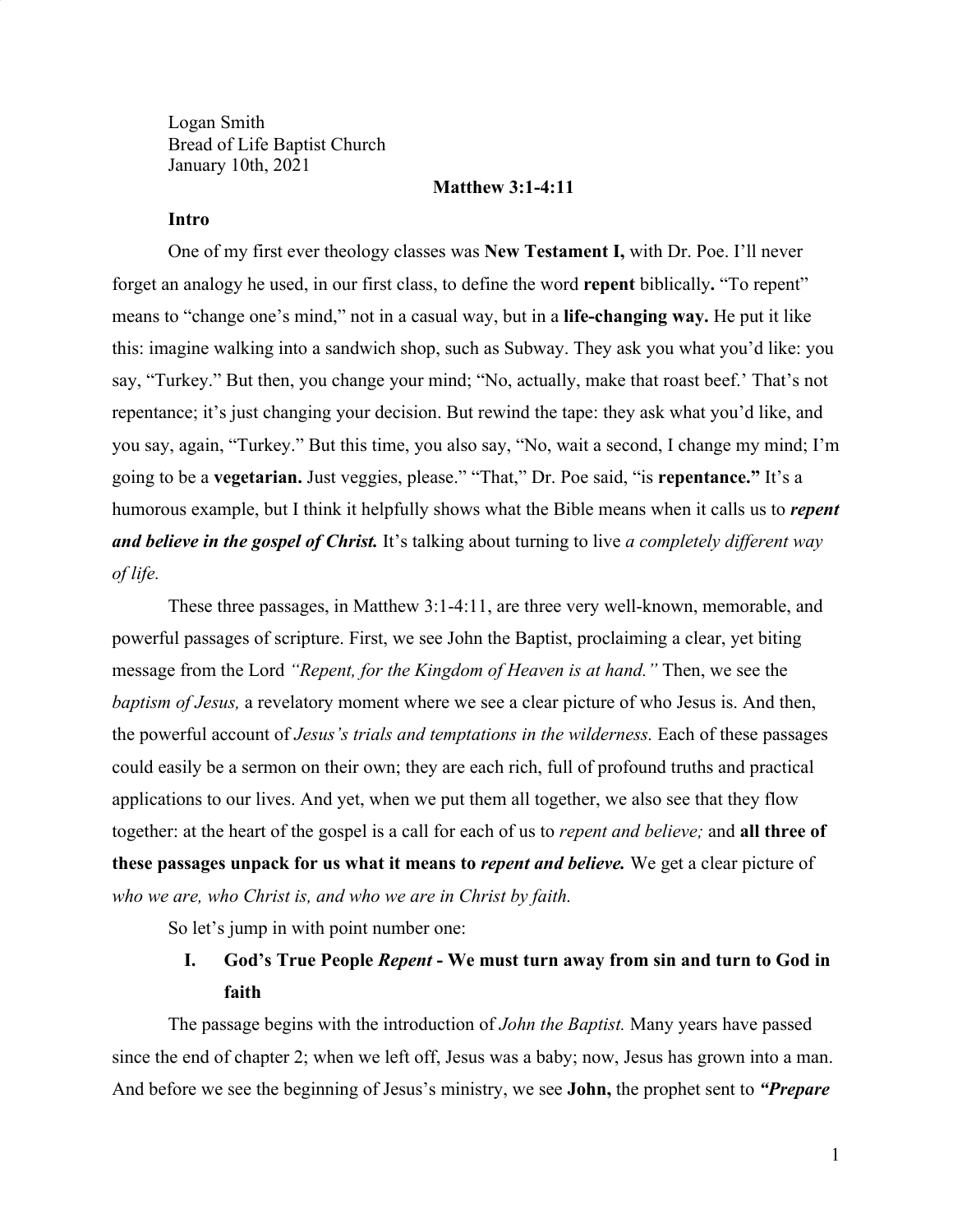Logan Smith
Bread of Life Baptist Church
January 10th, 2021

**Matthew 3:1-4:11**

**Intro**

One of my first ever theology classes was **New Testament I,** with Dr. Poe. I'll never forget an analogy he used, in our first class, to define the word **repent** biblically**.** "To repent" means to "change one's mind," not in a casual way, but in a **life-changing way.** He put it like this: imagine walking into a sandwich shop, such as Subway. They ask you what you'd like: you say, "Turkey." But then, you change your mind; "No, actually, make that roast beef.' That's not repentance; it's just changing your decision. But rewind the tape: they ask what you'd like, and you say, again, "Turkey." But this time, you also say, "No, wait a second, I change my mind; I'm going to be a **vegetarian.** Just veggies, please." "That," Dr. Poe said, "is **repentance."** It's a humorous example, but I think it helpfully shows what the Bible means when it calls us to ***repent and believe in the gospel of Christ.*** It's talking about turning to live *a completely different way of life.*

These three passages, in Matthew 3:1-4:11, are three very well-known, memorable, and powerful passages of scripture. First, we see John the Baptist, proclaiming a clear, yet biting message from the Lord *"Repent, for the Kingdom of Heaven is at hand."* Then, we see the *baptism of Jesus,* a revelatory moment where we see a clear picture of who Jesus is. And then, the powerful account of *Jesus's trials and temptations in the wilderness.* Each of these passages could easily be a sermon on their own; they are each rich, full of profound truths and practical applications to our lives. And yet, when we put them all together, we also see that they flow together: at the heart of the gospel is a call for each of us to *repent and believe;* and **all three of these passages unpack for us what it means to *repent and believe.*** We get a clear picture of *who we are, who Christ is, and who we are in Christ by faith.*

So let's jump in with point number one:

## I. God's True People *Repent* - We must turn away from sin and turn to God in faith

The passage begins with the introduction of *John the Baptist.* Many years have passed since the end of chapter 2; when we left off, Jesus was a baby; now, Jesus has grown into a man. And before we see the beginning of Jesus's ministry, we see **John,** the prophet sent to ***"Prepare***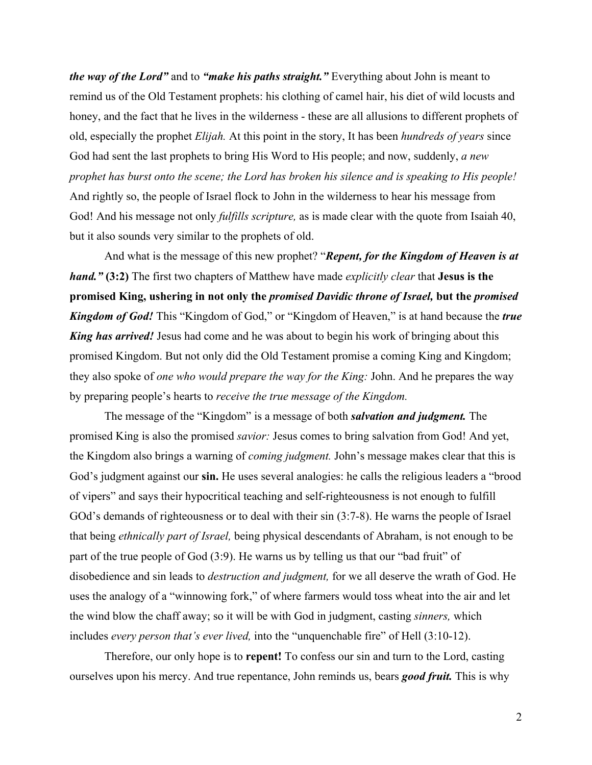***the way of the Lord"*** and to ***"make his paths straight."*** Everything about John is meant to remind us of the Old Testament prophets: his clothing of camel hair, his diet of wild locusts and honey, and the fact that he lives in the wilderness - these are all allusions to different prophets of old, especially the prophet *Elijah.* At this point in the story, It has been *hundreds of years* since God had sent the last prophets to bring His Word to His people; and now, suddenly, *a new prophet has burst onto the scene; the Lord has broken his silence and is speaking to His people!* And rightly so, the people of Israel flock to John in the wilderness to hear his message from God! And his message not only *fulfills scripture,* as is made clear with the quote from Isaiah 40, but it also sounds very similar to the prophets of old.

And what is the message of this new prophet? "***Repent, for the Kingdom of Heaven is at hand."*** **(3:2)** The first two chapters of Matthew have made *explicitly clear* that **Jesus is the promised King, ushering in not only the *promised Davidic throne of Israel,* but the *promised Kingdom of God!*** This "Kingdom of God," or "Kingdom of Heaven," is at hand because the ***true King has arrived!*** Jesus had come and he was about to begin his work of bringing about this promised Kingdom. But not only did the Old Testament promise a coming King and Kingdom; they also spoke of *one who would prepare the way for the King:* John. And he prepares the way by preparing people's hearts to *receive the true message of the Kingdom.*

The message of the "Kingdom" is a message of both ***salvation and judgment.*** The promised King is also the promised *savior:* Jesus comes to bring salvation from God! And yet, the Kingdom also brings a warning of *coming judgment.* John's message makes clear that this is God's judgment against our **sin.** He uses several analogies: he calls the religious leaders a "brood of vipers" and says their hypocritical teaching and self-righteousness is not enough to fulfill GOd's demands of righteousness or to deal with their sin (3:7-8). He warns the people of Israel that being *ethnically part of Israel,* being physical descendants of Abraham, is not enough to be part of the true people of God (3:9). He warns us by telling us that our "bad fruit" of disobedience and sin leads to *destruction and judgment,* for we all deserve the wrath of God. He uses the analogy of a "winnowing fork," of where farmers would toss wheat into the air and let the wind blow the chaff away; so it will be with God in judgment, casting *sinners,* which includes *every person that's ever lived,* into the "unquenchable fire" of Hell (3:10-12).

Therefore, our only hope is to **repent!** To confess our sin and turn to the Lord, casting ourselves upon his mercy. And true repentance, John reminds us, bears ***good fruit.*** This is why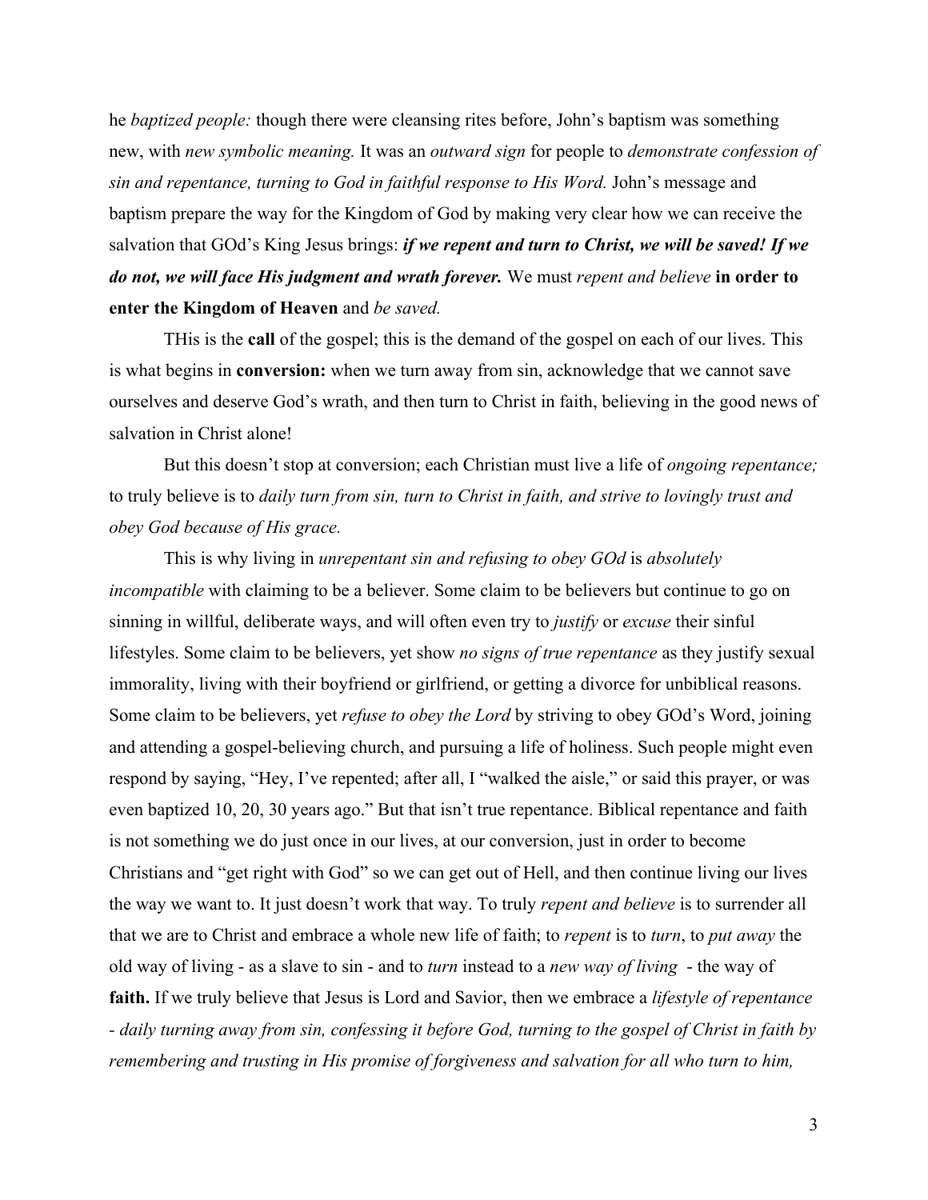he *baptized people:* though there were cleansing rites before, John's baptism was something new, with *new symbolic meaning.* It was an *outward sign* for people to *demonstrate confession of sin and repentance, turning to God in faithful response to His Word.* John's message and baptism prepare the way for the Kingdom of God by making very clear how we can receive the salvation that GOd's King Jesus brings: ***if we repent and turn to Christ, we will be saved! If we do not, we will face His judgment and wrath forever.*** We must *repent and believe* **in order to enter the Kingdom of Heaven** and *be saved.*

THis is the **call** of the gospel; this is the demand of the gospel on each of our lives. This is what begins in **conversion:** when we turn away from sin, acknowledge that we cannot save ourselves and deserve God's wrath, and then turn to Christ in faith, believing in the good news of salvation in Christ alone!

But this doesn't stop at conversion; each Christian must live a life of *ongoing repentance;* to truly believe is to *daily turn from sin, turn to Christ in faith, and strive to lovingly trust and obey God because of His grace.*

This is why living in *unrepentant sin and refusing to obey GOd* is *absolutely incompatible* with claiming to be a believer. Some claim to be believers but continue to go on sinning in willful, deliberate ways, and will often even try to *justify* or *excuse* their sinful lifestyles. Some claim to be believers, yet show *no signs of true repentance* as they justify sexual immorality, living with their boyfriend or girlfriend, or getting a divorce for unbiblical reasons. Some claim to be believers, yet *refuse to obey the Lord* by striving to obey GOd's Word, joining and attending a gospel-believing church, and pursuing a life of holiness. Such people might even respond by saying, "Hey, I've repented; after all, I "walked the aisle," or said this prayer, or was even baptized 10, 20, 30 years ago." But that isn't true repentance. Biblical repentance and faith is not something we do just once in our lives, at our conversion, just in order to become Christians and "get right with God" so we can get out of Hell, and then continue living our lives the way we want to. It just doesn't work that way. To truly *repent and believe* is to surrender all that we are to Christ and embrace a whole new life of faith; to *repent* is to *turn*, to *put away* the old way of living - as a slave to sin - and to *turn* instead to a *new way of living* - the way of **faith.** If we truly believe that Jesus is Lord and Savior, then we embrace a *lifestyle of repentance - daily turning away from sin, confessing it before God, turning to the gospel of Christ in faith by remembering and trusting in His promise of forgiveness and salvation for all who turn to him,*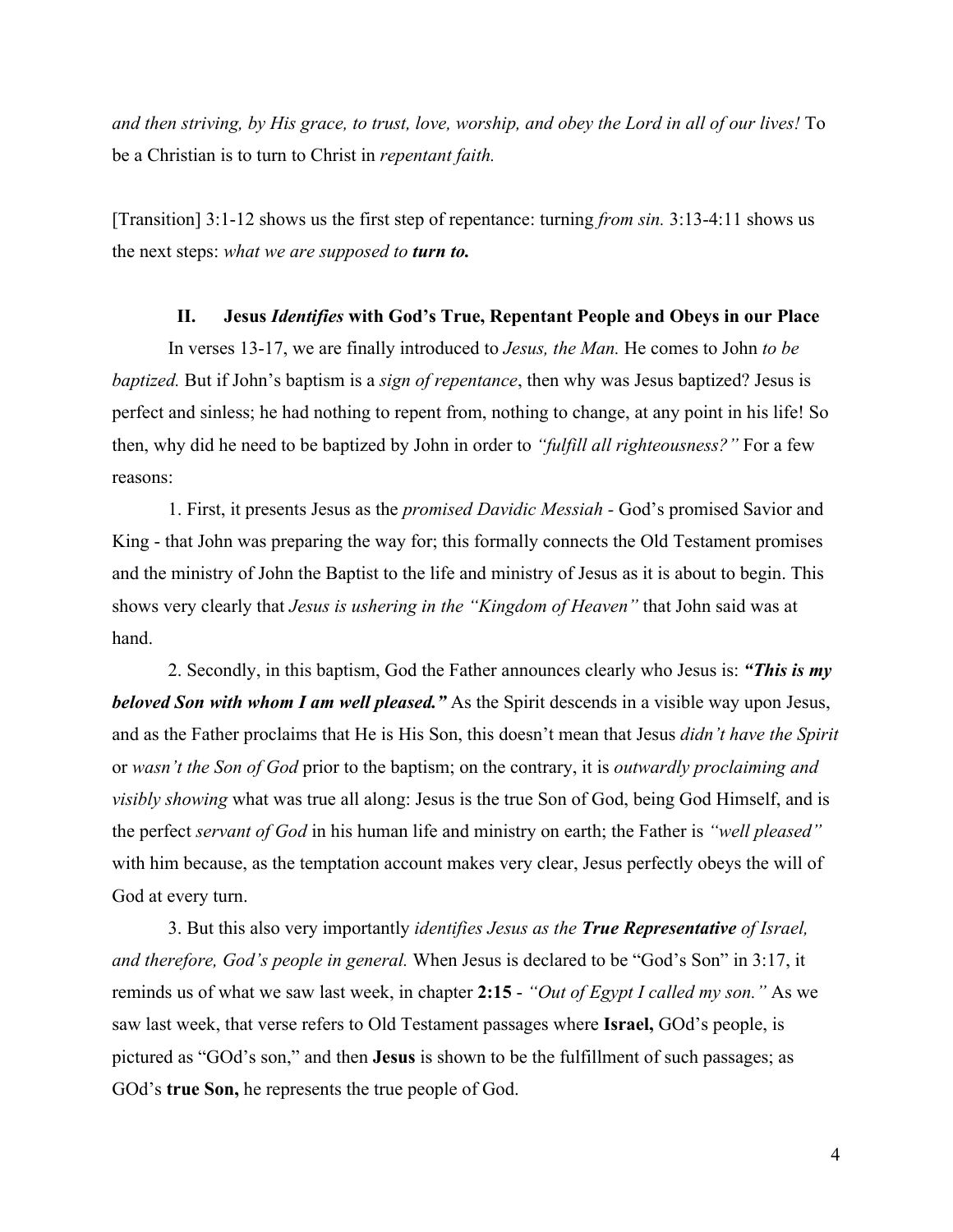*and then striving, by His grace, to trust, love, worship, and obey the Lord in all of our lives!* To be a Christian is to turn to Christ in *repentant faith.*

[Transition] 3:1-12 shows us the first step of repentance: turning *from sin.* 3:13-4:11 shows us the next steps: *what we are supposed to **turn to.***

## II. Jesus *Identifies* with God's True, Repentant People and Obeys in our Place

In verses 13-17, we are finally introduced to *Jesus, the Man.* He comes to John *to be baptized.* But if John's baptism is a *sign of repentance*, then why was Jesus baptized? Jesus is perfect and sinless; he had nothing to repent from, nothing to change, at any point in his life! So then, why did he need to be baptized by John in order to *"fulfill all righteousness?"* For a few reasons:

1. First, it presents Jesus as the *promised Davidic Messiah* - God's promised Savior and King - that John was preparing the way for; this formally connects the Old Testament promises and the ministry of John the Baptist to the life and ministry of Jesus as it is about to begin. This shows very clearly that *Jesus is ushering in the "Kingdom of Heaven"* that John said was at hand.

2. Secondly, in this baptism, God the Father announces clearly who Jesus is: ***"This is my beloved Son with whom I am well pleased."*** As the Spirit descends in a visible way upon Jesus, and as the Father proclaims that He is His Son, this doesn't mean that Jesus *didn't have the Spirit* or *wasn't the Son of God* prior to the baptism; on the contrary, it is *outwardly proclaiming and visibly showing* what was true all along: Jesus is the true Son of God, being God Himself, and is the perfect *servant of God* in his human life and ministry on earth; the Father is *"well pleased"* with him because, as the temptation account makes very clear, Jesus perfectly obeys the will of God at every turn.

3. But this also very importantly *identifies Jesus as the **True Representative** of Israel, and therefore, God's people in general.* When Jesus is declared to be "God's Son" in 3:17, it reminds us of what we saw last week, in chapter **2:15** - *"Out of Egypt I called my son."* As we saw last week, that verse refers to Old Testament passages where **Israel,** GOd's people, is pictured as "GOd's son," and then **Jesus** is shown to be the fulfillment of such passages; as GOd's **true Son,** he represents the true people of God.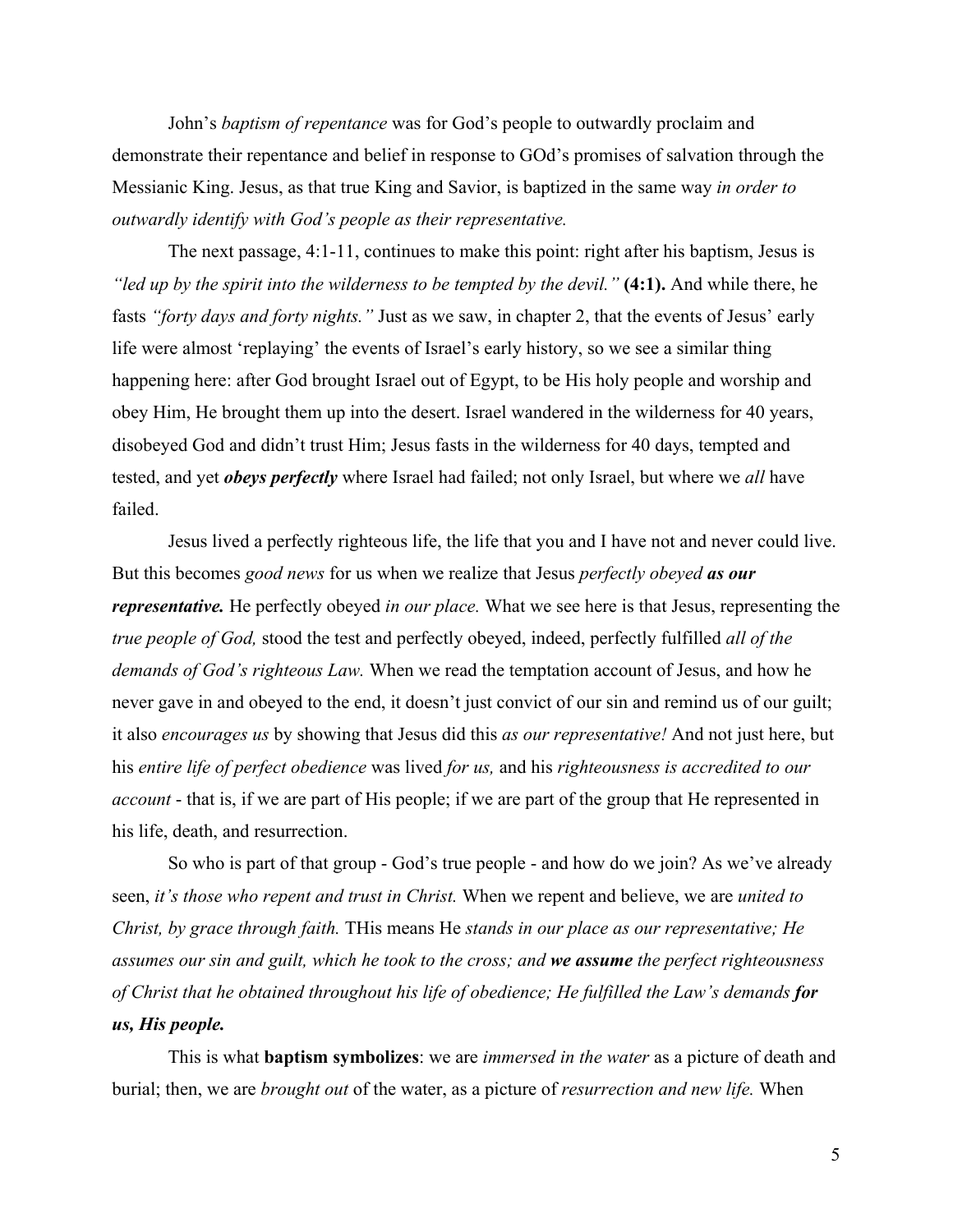John's *baptism of repentance* was for God's people to outwardly proclaim and demonstrate their repentance and belief in response to GOd's promises of salvation through the Messianic King. Jesus, as that true King and Savior, is baptized in the same way *in order to outwardly identify with God's people as their representative.*

The next passage, 4:1-11, continues to make this point: right after his baptism, Jesus is *"led up by the spirit into the wilderness to be tempted by the devil."* **(4:1).** And while there, he fasts *"forty days and forty nights."* Just as we saw, in chapter 2, that the events of Jesus' early life were almost 'replaying' the events of Israel's early history, so we see a similar thing happening here: after God brought Israel out of Egypt, to be His holy people and worship and obey Him, He brought them up into the desert. Israel wandered in the wilderness for 40 years, disobeyed God and didn't trust Him; Jesus fasts in the wilderness for 40 days, tempted and tested, and yet ***obeys perfectly*** where Israel had failed; not only Israel, but where we *all* have failed.

Jesus lived a perfectly righteous life, the life that you and I have not and never could live. But this becomes *good news* for us when we realize that Jesus *perfectly obeyed* ***as our representative.*** He perfectly obeyed *in our place.* What we see here is that Jesus, representing the *true people of God,* stood the test and perfectly obeyed, indeed, perfectly fulfilled *all of the demands of God's righteous Law.* When we read the temptation account of Jesus, and how he never gave in and obeyed to the end, it doesn't just convict of our sin and remind us of our guilt; it also *encourages us* by showing that Jesus did this *as our representative!* And not just here, but his *entire life of perfect obedience* was lived *for us,* and his *righteousness is accredited to our account* - that is, if we are part of His people; if we are part of the group that He represented in his life, death, and resurrection.

So who is part of that group - God's true people - and how do we join? As we've already seen, *it's those who repent and trust in Christ.* When we repent and believe, we are *united to Christ, by grace through faith.* THis means He *stands in our place as our representative; He assumes our sin and guilt, which he took to the cross; and* ***we assume*** *the perfect righteousness of Christ that he obtained throughout his life of obedience; He fulfilled the Law's demands* ***for us, His people.***

This is what **baptism symbolizes**: we are *immersed in the water* as a picture of death and burial; then, we are *brought out* of the water, as a picture of *resurrection and new life.* When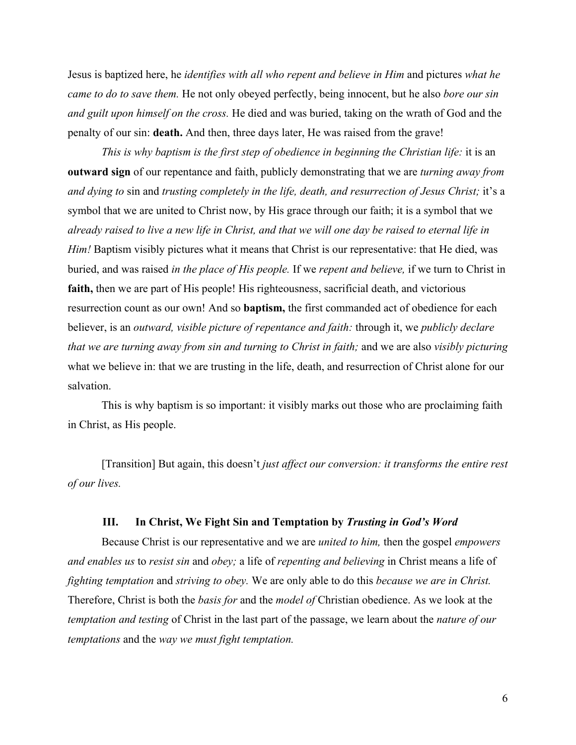Jesus is baptized here, he *identifies with all who repent and believe in Him* and pictures *what he came to do to save them.* He not only obeyed perfectly, being innocent, but he also *bore our sin and guilt upon himself on the cross.* He died and was buried, taking on the wrath of God and the penalty of our sin: **death.** And then, three days later, He was raised from the grave!

*This is why baptism is the first step of obedience in beginning the Christian life:* it is an **outward sign** of our repentance and faith, publicly demonstrating that we are *turning away from and dying to* sin and *trusting completely in the life, death, and resurrection of Jesus Christ;* it's a symbol that we are united to Christ now, by His grace through our faith; it is a symbol that we *already raised to live a new life in Christ, and that we will one day be raised to eternal life in Him!* Baptism visibly pictures what it means that Christ is our representative: that He died, was buried, and was raised *in the place of His people.* If we *repent and believe,* if we turn to Christ in **faith,** then we are part of His people! His righteousness, sacrificial death, and victorious resurrection count as our own! And so **baptism,** the first commanded act of obedience for each believer, is an *outward, visible picture of repentance and faith:* through it, we *publicly declare that we are turning away from sin and turning to Christ in faith;* and we are also *visibly picturing* what we believe in: that we are trusting in the life, death, and resurrection of Christ alone for our salvation.

This is why baptism is so important: it visibly marks out those who are proclaiming faith in Christ, as His people.

[Transition] But again, this doesn't *just affect our conversion: it transforms the entire rest of our lives.*

### III. In Christ, We Fight Sin and Temptation by ***Trusting in God's Word***

Because Christ is our representative and we are *united to him,* then the gospel *empowers and enables us* to *resist sin* and *obey;* a life of *repenting and believing* in Christ means a life of *fighting temptation* and *striving to obey.* We are only able to do this *because we are in Christ.* Therefore, Christ is both the *basis for* and the *model of* Christian obedience. As we look at the *temptation and testing* of Christ in the last part of the passage, we learn about the *nature of our temptations* and the *way we must fight temptation.*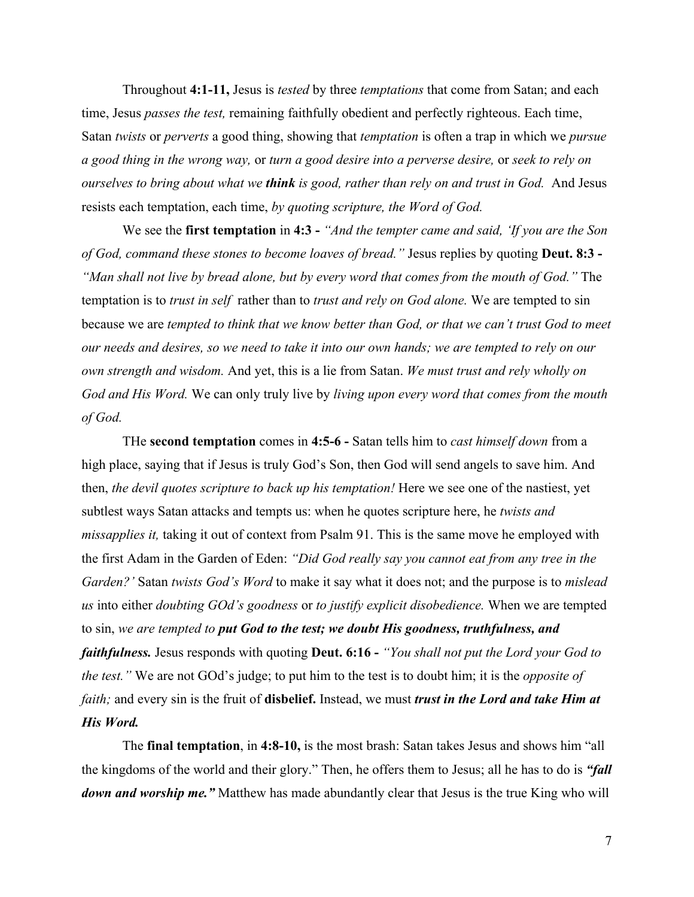Throughout **4:1-11,** Jesus is *tested* by three *temptations* that come from Satan; and each time, Jesus *passes the test,* remaining faithfully obedient and perfectly righteous. Each time, Satan *twists* or *perverts* a good thing, showing that *temptation* is often a trap in which we *pursue a good thing in the wrong way,* or *turn a good desire into a perverse desire,* or *seek to rely on ourselves to bring about what we* ***think*** *is good, rather than rely on and trust in God.* And Jesus resists each temptation, each time, *by quoting scripture, the Word of God.*

We see the **first temptation** in **4:3 -** *"And the tempter came and said, 'If you are the Son of God, command these stones to become loaves of bread."* Jesus replies by quoting **Deut. 8:3 -** *"Man shall not live by bread alone, but by every word that comes from the mouth of God."* The temptation is to *trust in self* rather than to *trust and rely on God alone.* We are tempted to sin because we are *tempted to think that we know better than God, or that we can't trust God to meet our needs and desires, so we need to take it into our own hands; we are tempted to rely on our own strength and wisdom.* And yet, this is a lie from Satan. *We must trust and rely wholly on God and His Word.* We can only truly live by *living upon every word that comes from the mouth of God.*

THe **second temptation** comes in **4:5-6 -** Satan tells him to *cast himself down* from a high place, saying that if Jesus is truly God's Son, then God will send angels to save him. And then, *the devil quotes scripture to back up his temptation!* Here we see one of the nastiest, yet subtlest ways Satan attacks and tempts us: when he quotes scripture here, he *twists and missapplies it,* taking it out of context from Psalm 91. This is the same move he employed with the first Adam in the Garden of Eden: *"Did God really say you cannot eat from any tree in the Garden?'* Satan *twists God's Word* to make it say what it does not; and the purpose is to *mislead us* into either *doubting GOd's goodness* or *to justify explicit disobedience.* When we are tempted to sin, *we are tempted to* ***put God to the test; we doubt His goodness, truthfulness, and faithfulness.*** Jesus responds with quoting **Deut. 6:16 -** *"You shall not put the Lord your God to the test."* We are not GOd's judge; to put him to the test is to doubt him; it is the *opposite of faith;* and every sin is the fruit of **disbelief.** Instead, we must ***trust in the Lord and take Him at His Word.***

The **final temptation**, in **4:8-10,** is the most brash: Satan takes Jesus and shows him "all the kingdoms of the world and their glory." Then, he offers them to Jesus; all he has to do is ***"fall down and worship me."*** Matthew has made abundantly clear that Jesus is the true King who will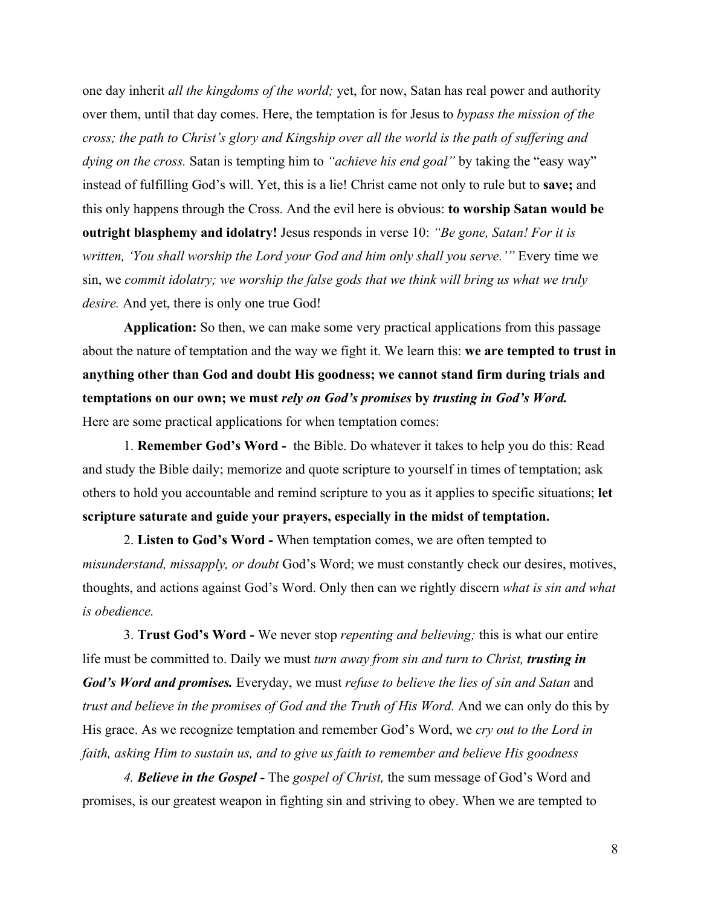one day inherit *all the kingdoms of the world;* yet, for now, Satan has real power and authority over them, until that day comes. Here, the temptation is for Jesus to *bypass the mission of the cross; the path to Christ's glory and Kingship over all the world is the path of suffering and dying on the cross.* Satan is tempting him to *"achieve his end goal"* by taking the "easy way" instead of fulfilling God's will. Yet, this is a lie! Christ came not only to rule but to **save;** and this only happens through the Cross. And the evil here is obvious: **to worship Satan would be outright blasphemy and idolatry!** Jesus responds in verse 10: *"Be gone, Satan! For it is written, 'You shall worship the Lord your God and him only shall you serve.'"* Every time we sin, we *commit idolatry; we worship the false gods that we think will bring us what we truly desire.* And yet, there is only one true God!

**Application:** So then, we can make some very practical applications from this passage about the nature of temptation and the way we fight it. We learn this: **we are tempted to trust in anything other than God and doubt His goodness; we cannot stand firm during trials and temptations on our own; we must *rely on God's promises* by *trusting in God's Word.*** Here are some practical applications for when temptation comes:

1. **Remember God's Word -** the Bible. Do whatever it takes to help you do this: Read and study the Bible daily; memorize and quote scripture to yourself in times of temptation; ask others to hold you accountable and remind scripture to you as it applies to specific situations; **let scripture saturate and guide your prayers, especially in the midst of temptation.**

2. **Listen to God's Word -** When temptation comes, we are often tempted to *misunderstand, missapply, or doubt* God's Word; we must constantly check our desires, motives, thoughts, and actions against God's Word. Only then can we rightly discern *what is sin and what is obedience.*

3. **Trust God's Word -** We never stop *repenting and believing;* this is what our entire life must be committed to. Daily we must *turn away from sin and turn to Christ, **trusting in God's Word and promises.*** Everyday, we must *refuse to believe the lies of sin and Satan* and *trust and believe in the promises of God and the Truth of His Word.* And we can only do this by His grace. As we recognize temptation and remember God's Word, we *cry out to the Lord in faith, asking Him to sustain us, and to give us faith to remember and believe His goodness*

*4. **Believe in the Gospel -*** The *gospel of Christ,* the sum message of God's Word and promises, is our greatest weapon in fighting sin and striving to obey. When we are tempted to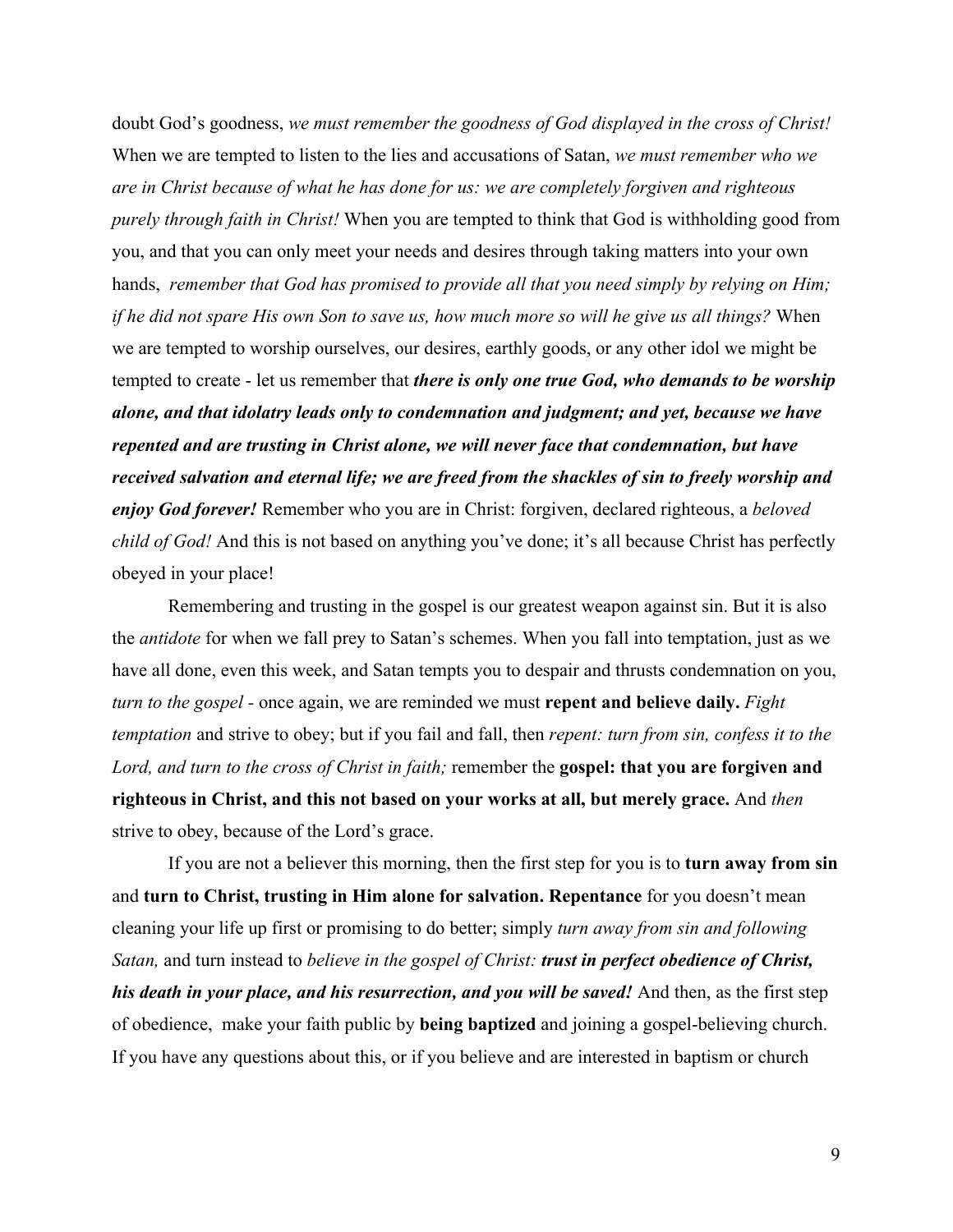doubt God's goodness, *we must remember the goodness of God displayed in the cross of Christ!* When we are tempted to listen to the lies and accusations of Satan, *we must remember who we are in Christ because of what he has done for us: we are completely forgiven and righteous purely through faith in Christ!* When you are tempted to think that God is withholding good from you, and that you can only meet your needs and desires through taking matters into your own hands, *remember that God has promised to provide all that you need simply by relying on Him; if he did not spare His own Son to save us, how much more so will he give us all things?* When we are tempted to worship ourselves, our desires, earthly goods, or any other idol we might be tempted to create - let us remember that ***there is only one true God, who demands to be worship alone, and that idolatry leads only to condemnation and judgment; and yet, because we have repented and are trusting in Christ alone, we will never face that condemnation, but have received salvation and eternal life; we are freed from the shackles of sin to freely worship and enjoy God forever!*** Remember who you are in Christ: forgiven, declared righteous, a *beloved child of God!* And this is not based on anything you've done; it's all because Christ has perfectly obeyed in your place!

Remembering and trusting in the gospel is our greatest weapon against sin. But it is also the *antidote* for when we fall prey to Satan's schemes. When you fall into temptation, just as we have all done, even this week, and Satan tempts you to despair and thrusts condemnation on you, *turn to the gospel* - once again, we are reminded we must **repent and believe daily.** *Fight temptation* and strive to obey; but if you fail and fall, then *repent: turn from sin, confess it to the Lord, and turn to the cross of Christ in faith;* remember the **gospel: that you are forgiven and righteous in Christ, and this not based on your works at all, but merely grace.** And *then* strive to obey, because of the Lord's grace.

If you are not a believer this morning, then the first step for you is to **turn away from sin** and **turn to Christ, trusting in Him alone for salvation. Repentance** for you doesn't mean cleaning your life up first or promising to do better; simply *turn away from sin and following Satan,* and turn instead to *believe in the gospel of Christ:* ***trust in perfect obedience of Christ, his death in your place, and his resurrection, and you will be saved!*** And then, as the first step of obedience, make your faith public by **being baptized** and joining a gospel-believing church. If you have any questions about this, or if you believe and are interested in baptism or church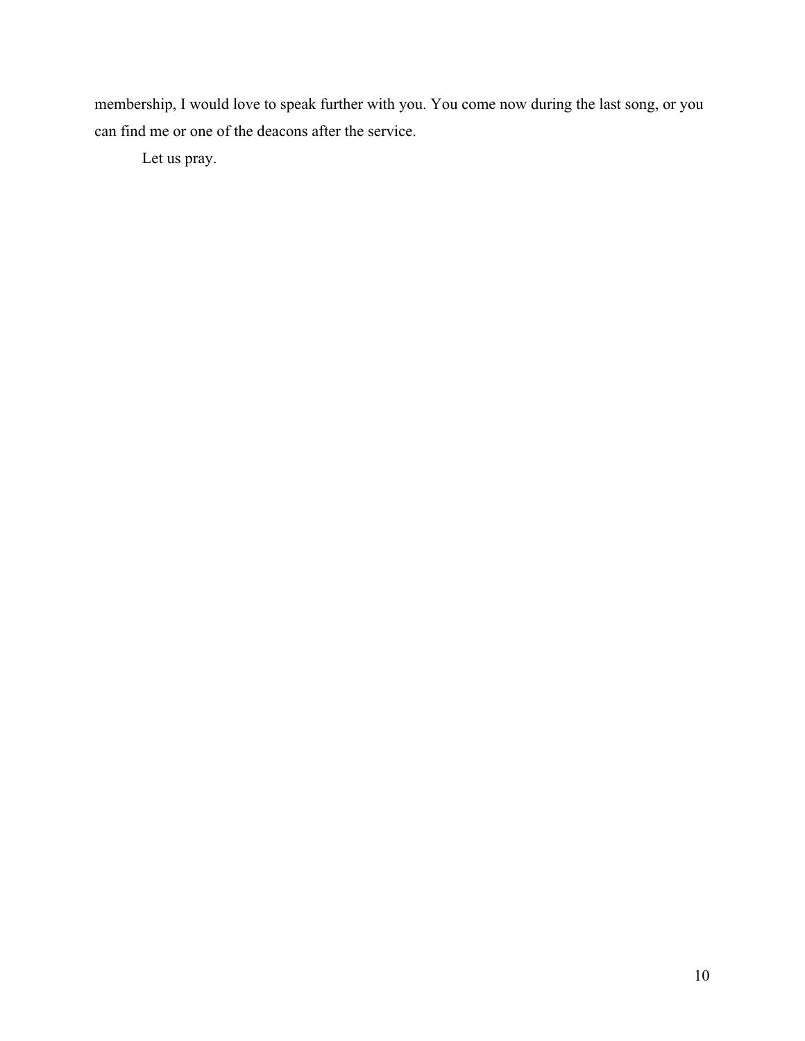membership, I would love to speak further with you. You come now during the last song, or you can find me or one of the deacons after the service.

Let us pray.